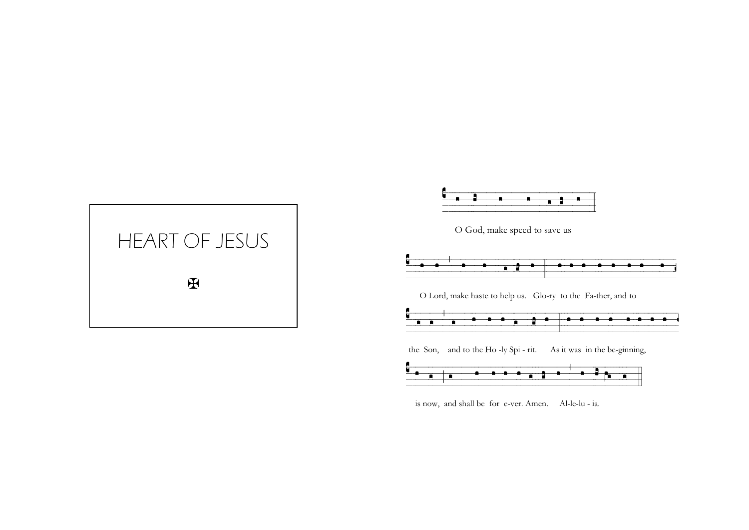# HEART OF JESUS

✠

O God, make speed to save us

O Lord, make haste to help us. Glo-ry to the Fa-ther, and to

the Son, and to the Ho -ly Spi - rit. As it was in the be-ginning,

is now, and shall be for e-ver. Amen. Al-le-lu - ia.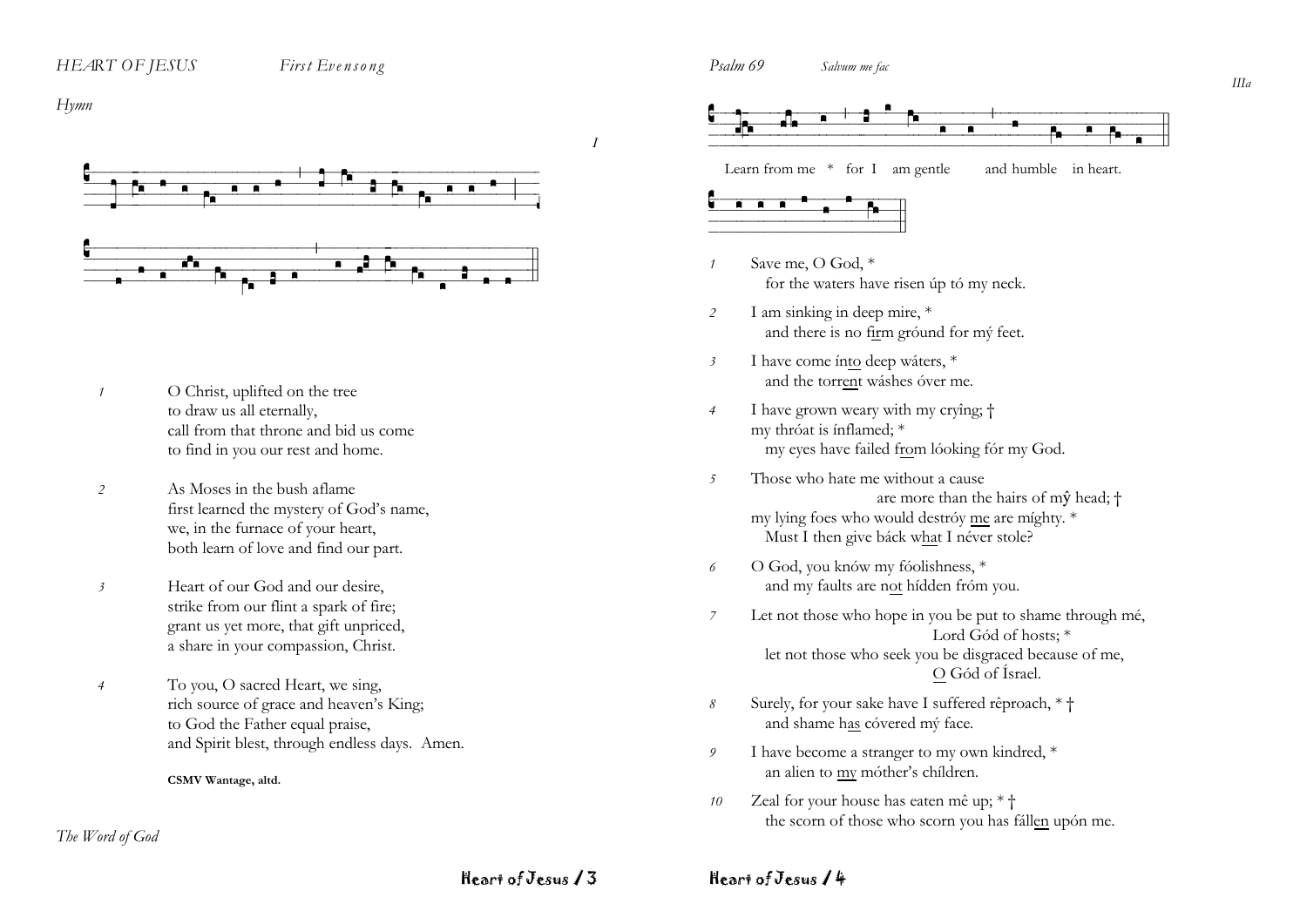*HEART OF JESUS* *First Evensong*

*Hymn*

I

1. O Christ, uplifted on the tree
   to draw us all eternally,
   call from that throne and bid us come
   to find in you our rest and home.

2. As Moses in the bush aflame
   first learned the mystery of God's name,
   we, in the furnace of your heart,
   both learn of love and find our part.

3. Heart of our God and our desire,
   strike from our flint a spark of fire;
   grant us yet more, that gift unpriced,
   a share in your compassion, Christ.

4. To you, O sacred Heart, we sing,
   rich source of grace and heaven's King;
   to God the Father equal praise,
   and Spirit blest, through endless days. Amen.

**CSMV Wantage, altd.**

*The Word of God*

*Psalm 69* *Salvum me fac*

IIIa

Learn from me * for I am gentle and humble in heart.

1. Save me, O God, *
   for the waters have risen úp tó my neck.

2. I am sinking in deep mire, *
   and there is no <u>fir</u>m gróund for mý feet.

3. I have come ín<u>to</u> deep wáters, *
   and the torr<u>ent</u> wáshes óver me.

4. I have grown weary with my crýing; †
   my thróat is ínflamed; *
   my eyes have failed f<u>ro</u>m lóoking fór my God.

5. Those who hate me without a cause
   are more than the hairs of mŷ head; †
   my lying foes who would destróy <u>me</u> are míghty. *
   Must I then give báck w<u>ha</u>t I néver stole?

6. O God, you knów my fóolishness, *
   and my faults are n<u>ot</u> hídden fróm you.

7. Let not those who hope in you be put to shame through mé,
   Lord Gód of hosts; *
   let not those who seek you be disgraced because of me,
   <u>O</u> Gód of Ísrael.

8. Surely, for your sake have I suffered rêproach, * †
   and shame h<u>as</u> cóvered mý face.

9. I have become a stranger to my own kindred, *
   an alien to <u>my</u> móther's chíldren.

10. Zeal for your house has eaten mê up; * †
    the scorn of those who scorn you has fáll<u>en</u> upón me.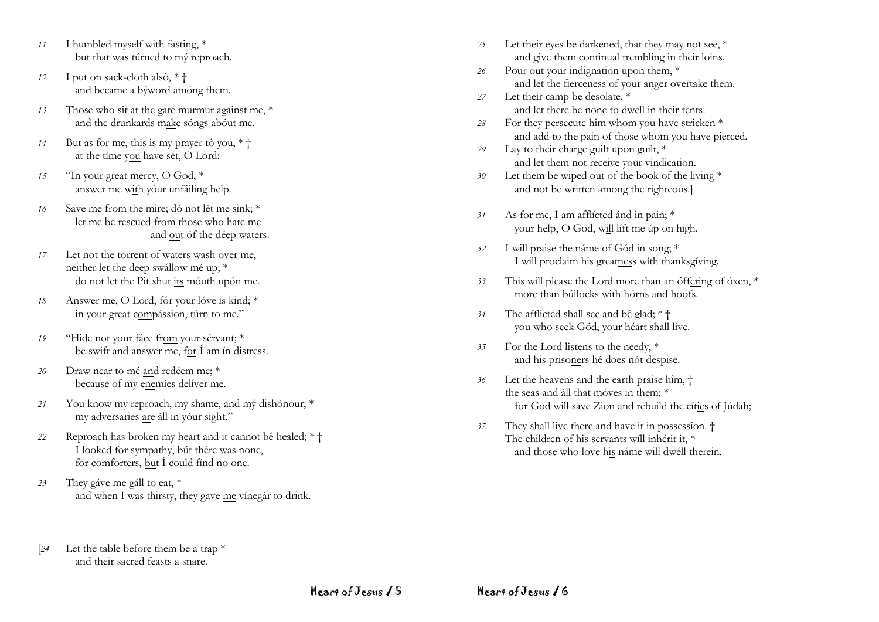11 I humbled myself with fasting, *
but that was túrned to mý reproach.

12 I put on sack-cloth alsô, * †
and became a býword amóng them.

13 Those who sit at the gate murmur against me, *
and the drunkards make sóngs abóut me.

14 But as for me, this is my prayer tô you, * †
at the tíme you have sét, O Lord:

15 "In your great mercy, O God, *
answer me with yóur unfáiling help.

16 Save me from the mire; dó not lét me sink; *
let me be rescued from those who hate me
and out óf the déep waters.

17 Let not the torrent of waters wash over me,
neither let the deep swállow mé up; *
do not let the Pit shut its móuth upón me.

18 Answer me, O Lord, fór your lóve is kind; *
in your great compássion, túrn to me."

19 "Hide not your fáce from your sérvant; *
be swift and answer me, for Í am ín distress.

20 Draw near to mé and redéem me; *
because of my enemíes delíver me.

21 You know my reproach, my shame, and mý dishónour; *
my adversaries are áll in yóur sight."

22 Reproach has broken my heart and it cannot bê healed; * †
I looked for sympathy, bút thére was none,
for comforters, but Í could fínd no one.

23 They gáve me gáll to eat, *
and when I was thirsty, they gave me vínegár to drink.

[24 Let the table before them be a trap *
and their sacred feasts a snare.

25 Let their eyes be darkened, that they may not see, *
and give them continual trembling in their loins.

26 Pour out your indignation upon them, *
and let the fierceness of your anger overtake them.

27 Let their camp be desolate, *
and let there be none to dwell in their tents.

28 For they persecute him whom you have stricken *
and add to the pain of those whom you have pierced.

29 Lay to their charge guilt upon guilt, *
and let them not receive your vindication.

30 Let them be wiped out of the book of the living *
and not be written among the righteous.]

31 As for me, I am afflícted ánd in pain; *
your help, O God, will líft me úp on high.

32 I will praise the náme of Gód in song; *
I will proclaim his greatness wíth thanksgíving.

33 This will please the Lord more than an óffering of óxen, *
more than búllocks with hórns and hoofs.

34 The afflicted shall see and bê glad; * †
you who seek Gód, your héart shall live.

35 For the Lord listens to the needy, *
and his prisoners hé does nót despise.

36 Let the heavens and the earth praise hîm, †
the seas and áll that móves in them; *
for God will save Zion and rebuild the cíties of Júdah;

37 They shall live there and have it in possessîon. †
The children of his servants wíll inhérit it, *
and those who love his náme will dwéll therein.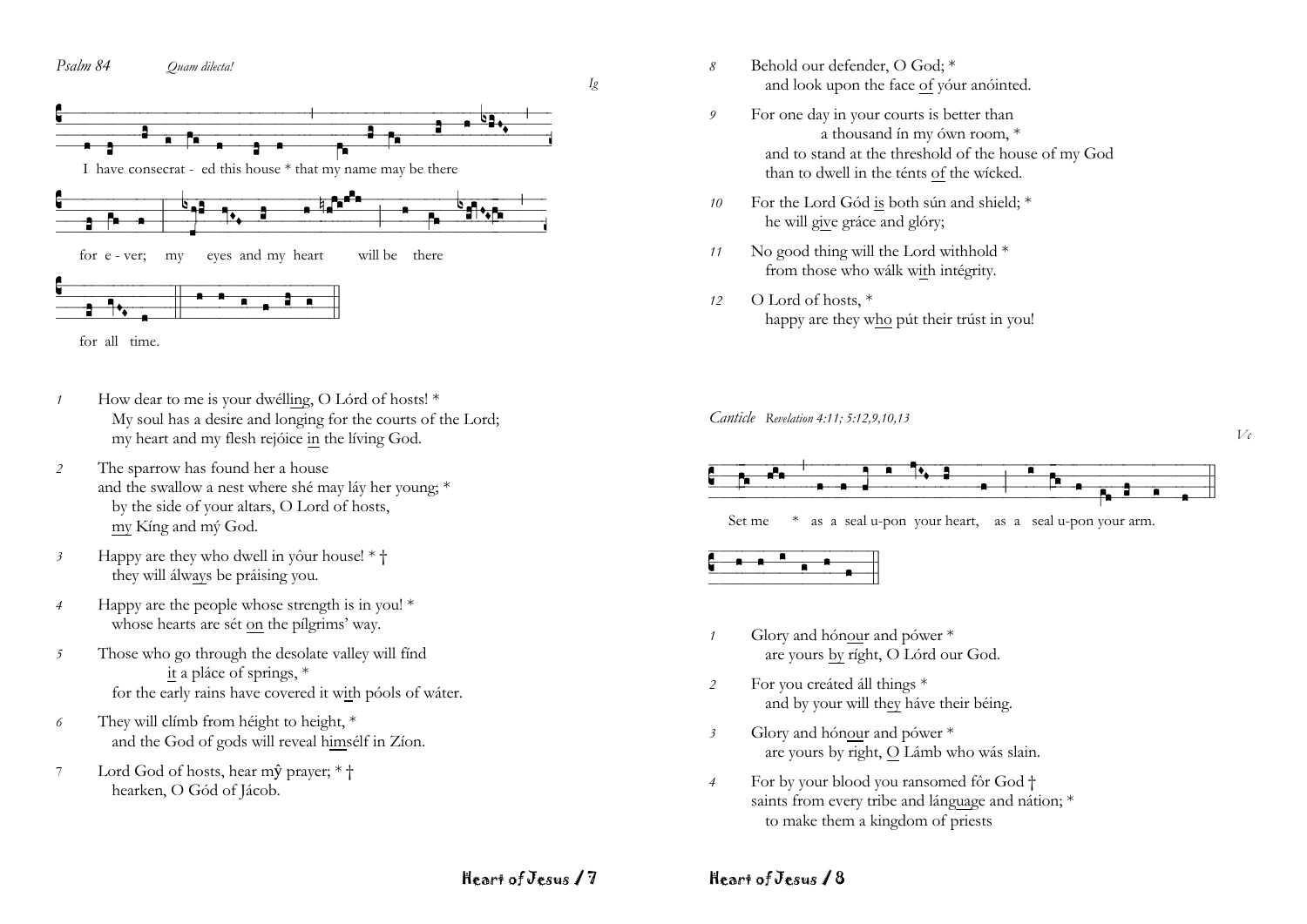*Psalm 84* *Quam dilecta!*

*Ig*

I have consecrat - ed this house * that my name may be there

for e - ver; my eyes and my heart will be there

for all time.

1. How dear to me is your dwélli<u>ng</u>, O Lórd of hosts! *
   My soul has a desire and longing for the courts of the Lord;
   my heart and my flesh rejóice <u>in</u> the líving God.

2. The sparrow has found her a house
   and the swallow a nest where shé may láy her young; *
   by the side of your altars, O Lord of hosts,
   <u>my</u> Kíng and mý God.

3. Happy are they who dwell in yôur house! * †
   they will álw<u>ay</u>s be práising you.

4. Happy are the people whose strength is in you! *
   whose hearts are sét <u>on</u> the pílgrims' way.

5. Those who go through the desolate valley will fínd
   <u>it</u> a pláce of springs, *
   for the early rains have covered it w<u>ith</u> póols of wáter.

6. They will clímb from héight to height, *
   and the God of gods will reveal h<u>ims</u>élf in Zíon.

7. Lord God of hosts, hear mŷ prayer; * †
   hearken, O Gód of Jácob.

8. Behold our defender, O God; *
   and look upon the face <u>of</u> yóur anóinted.

9. For one day in your courts is better than
   a thousand ín my ówn room, *
   and to stand at the threshold of the house of my God
   than to dwell in the ténts <u>of</u> the wícked.

10. For the Lord Gód <u>is</u> both sún and shield; *
    he will g<u>ive</u> gráce and glóry;

11. No good thing will the Lord withhold *
    from those who wálk w<u>ith</u> intégrity.

12. O Lord of hosts, *
    happy are they w<u>ho</u> pút their trúst in you!

*Canticle* *Revelation 4:11; 5:12,9,10,13*

*Vc*

Set me * as a seal u-pon your heart, as a seal u-pon your arm.

1. Glory and hón<u>our</u> and pówer *
   are yours <u>by</u> ríght, O Lórd our God.

2. For you creáted áll things *
   and by your will th<u>ey</u> háve their béing.

3. Glory and hón<u>our</u> and pówer *
   are yours by right, <u>O</u> Lámb who wás slain.

4. For by your blood you ransomed fôr God †
   saints from every tribe and lán<u>guage</u> and nátion; *
   to make them a kingdom of priests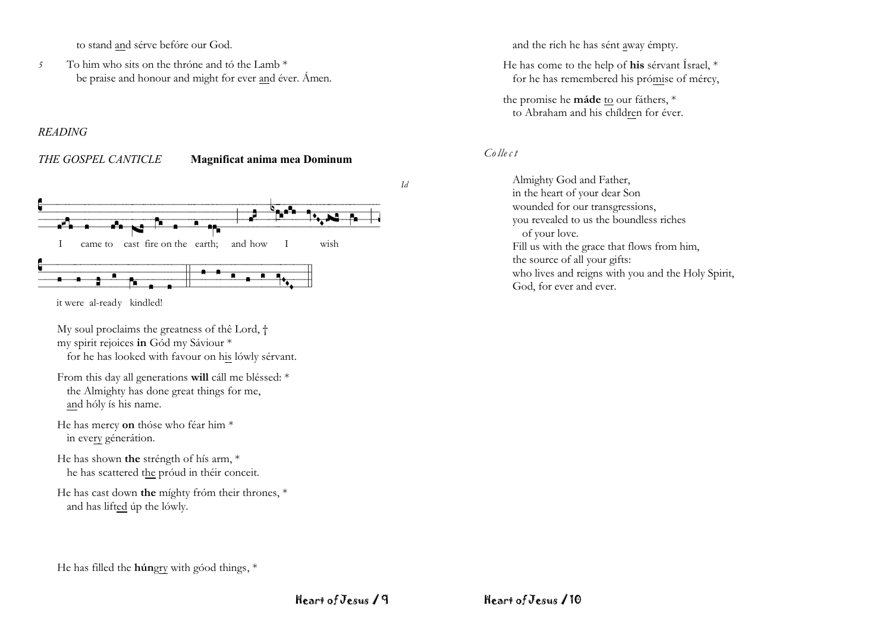to stand and sérve befóre our God.

5 To him who sits on the thróne and tó the Lamb *
be praise and honour and might for ever and éver. Ámen.

*READING*

*THE GOSPEL CANTICLE* **Magnificat anima mea Dominum**

*Id*

I came to cast fire on the earth; and how I wish it were al-ready kindled!

My soul proclaims the greatness of thê Lord, †
my spirit rejoices **in** Gód my Sáviour *
for he has looked with favour on his lówly sérvant.

From this day all generations **will** cáll me bléssed: *
the Almighty has done great things for me,
and hóly ís his name.

He has mercy **on** thóse who féar him *
in every génerátion.

He has shown **the** stréngth of hís arm, *
he has scattered the próud in théir conceit.

He has cast down **the** míghty fróm their thrones, *
and has lifted úp the lówly.

He has filled the **hún**gry with góod things, *
and the rich he has sént away émpty.

He has come to the help of **his** sérvant Ísrael, *
for he has remembered his prómise of mércy,

the promise he **máde** to our fáthers, *
to Abraham and his chíldren for éver.

*Collect*

Almighty God and Father,
in the heart of your dear Son
wounded for our transgressions,
you revealed to us the boundless riches
of your love.
Fill us with the grace that flows from him,
the source of all your gifts:
who lives and reigns with you and the Holy Spirit,
God, for ever and ever.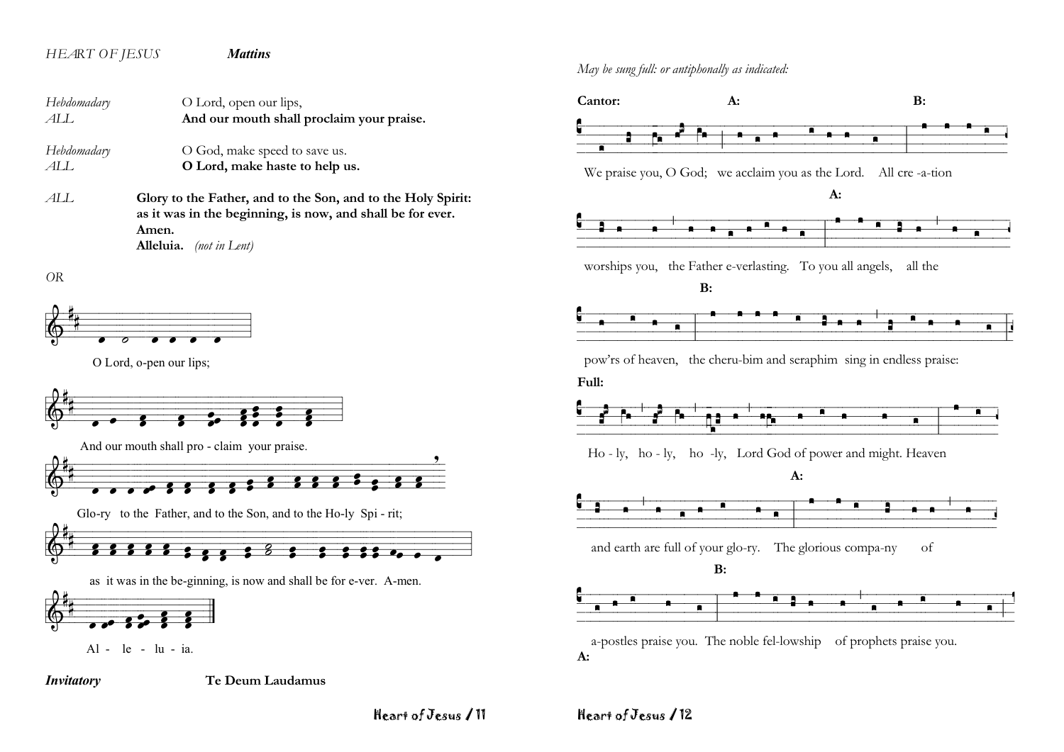*HEART OF JESUS* ***Mattins***

*Hebdomadary* O Lord, open our lips,
*ALL* **And our mouth shall proclaim your praise.**

*Hebdomadary* O God, make speed to save us.
*ALL* **O Lord, make haste to help us.**

*ALL* **Glory to the Father, and to the Son, and to the Holy Spirit:
as it was in the beginning, is now, and shall be for ever.
Amen.
Alleluia.** *(not in Lent)*

*OR*

O Lord, o-pen our lips;

And our mouth shall pro - claim your praise.

Glo-ry to the Father, and to the Son, and to the Ho-ly Spi - rit;

as it was in the be-ginning, is now and shall be for e-ver. A-men.

Al - le - lu - ia.

***Invitatory*** **Te Deum Laudamus**

*May be sung full: or antiphonally as indicated:*

**Cantor:** We praise you, O God; **A:** we acclaim you as the Lord. **B:** All cre -a-tion worships you, the Father e-verlasting. **A:** To you all angels, all the pow'rs of heaven, **B:** the cheru-bim and seraphim sing in endless praise:

**Full:** Ho - ly, ho - ly, ho -ly, Lord God of power and might. Heaven and earth are full of your glo-ry. **A:** The glorious compa-ny of a-postles praise you. **B:** The noble fel-lowship of prophets praise you.

**A:**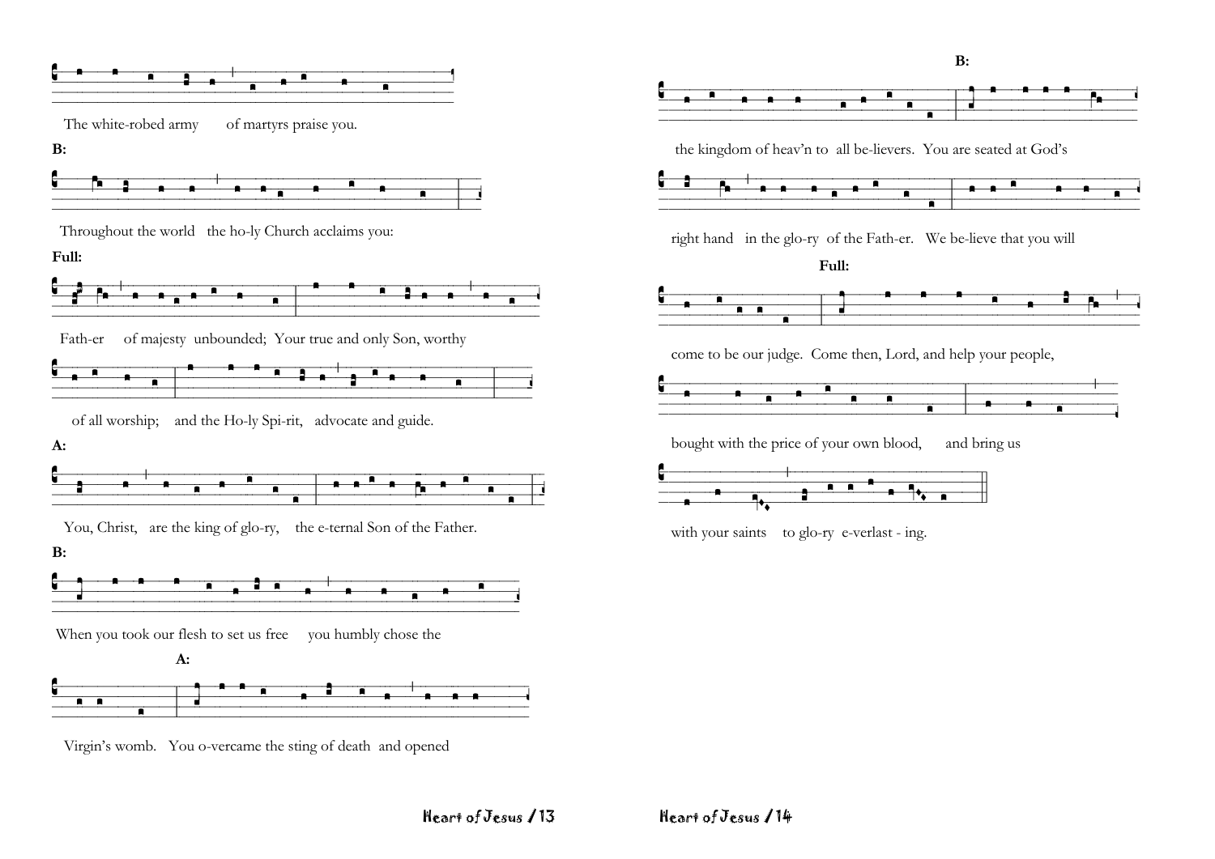The white-robed army of martyrs praise you.

**B:**

Throughout the world the ho-ly Church acclaims you:

**Full:**

Fath-er of majesty unbounded; Your true and only Son, worthy

of all worship; and the Ho-ly Spi-rit, advocate and guide.

**A:**

You, Christ, are the king of glo-ry, the e-ternal Son of the Father.

**B:**

When you took our flesh to set us free you humbly chose the

**A:**

Virgin's womb. You o-vercame the sting of death and opened

**B:**

the kingdom of heav'n to all be-lievers. You are seated at God's

right hand in the glo-ry of the Fath-er. We be-lieve that you will

**Full:**

come to be our judge. Come then, Lord, and help your people,

bought with the price of your own blood, and bring us

with your saints to glo-ry e-verlast - ing.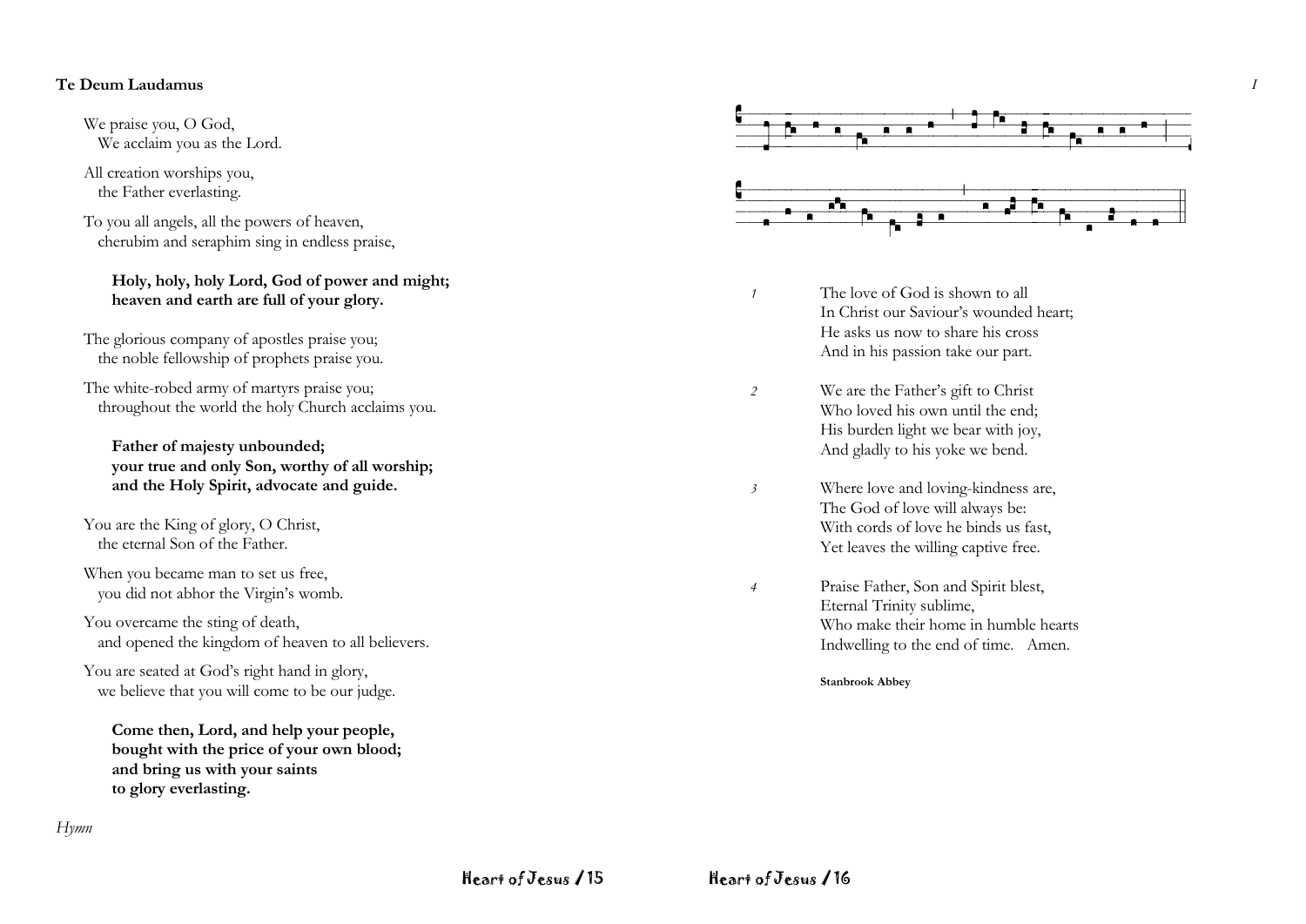**Te Deum Laudamus**

We praise you, O God,
We acclaim you as the Lord.

All creation worships you,
the Father everlasting.

To you all angels, all the powers of heaven,
cherubim and seraphim sing in endless praise,

**Holy, holy, holy Lord, God of power and might;**
**heaven and earth are full of your glory.**

The glorious company of apostles praise you;
the noble fellowship of prophets praise you.

The white-robed army of martyrs praise you;
throughout the world the holy Church acclaims you.

**Father of majesty unbounded;**
**your true and only Son, worthy of all worship;**
**and the Holy Spirit, advocate and guide.**

You are the King of glory, O Christ,
the eternal Son of the Father.

When you became man to set us free,
you did not abhor the Virgin's womb.

You overcame the sting of death,
and opened the kingdom of heaven to all believers.

You are seated at God's right hand in glory,
we believe that you will come to be our judge.

**Come then, Lord, and help your people,**
**bought with the price of your own blood;**
**and bring us with your saints**
**to glory everlasting.**

*Hymn*

*I*

*1* The love of God is shown to all
In Christ our Saviour's wounded heart;
He asks us now to share his cross
And in his passion take our part.

*2* We are the Father's gift to Christ
Who loved his own until the end;
His burden light we bear with joy,
And gladly to his yoke we bend.

*3* Where love and loving-kindness are,
The God of love will always be:
With cords of love he binds us fast,
Yet leaves the willing captive free.

*4* Praise Father, Son and Spirit blest,
Eternal Trinity sublime,
Who make their home in humble hearts
Indwelling to the end of time. Amen.

**Stanbrook Abbey**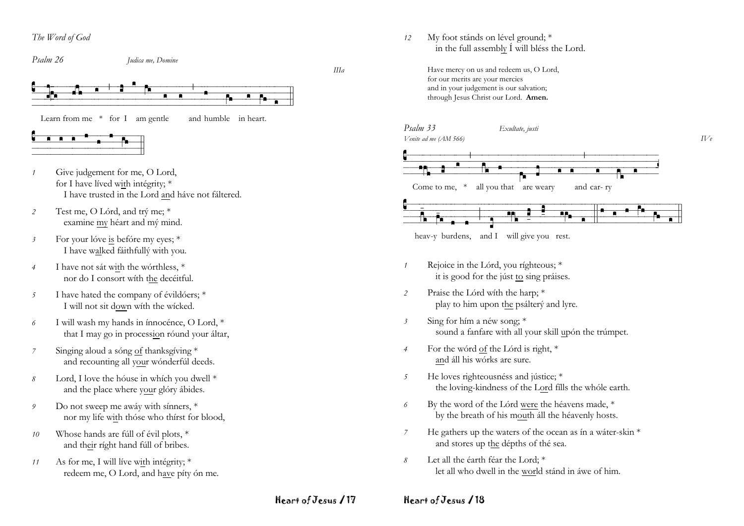*The Word of God*

*Psalm 26* *Judica me, Domine* *IIIa*

Learn from me * for I am gentle and humble in heart.

1. Give judgement for me, O Lord,
   for I have líved with intégrity; *
   I have trusted in the Lord and háve not fáltered.
2. Test me, O Lórd, and trý me; *
   examine my héart and mý mind.
3. For your lóve is befóre my eyes; *
   I have walked fáithfullý with you.
4. I have not sát with the wórthless, *
   nor do I consort wíth the decéitful.
5. I have hated the company of évildóers; *
   I will not sit down wíth the wícked.
6. I will wash my hands in ínnocénce, O Lord, *
   that I may go in procession róund your áltar,
7. Singing aloud a sóng of thanksgíving *
   and recounting all your wónderfúl deeds.
8. Lord, I love the hóuse in whích you dwell *
   and the place where your glóry ábides.
9. Do not sweep me awáy with sínners, *
   nor my life with thóse who thírst for blood,
10. Whose hands are fúll of évil plots, *
    and their ríght hand fúll of bribes.
11. As for me, I will líve with intégrity; *
    redeem me, O Lord, and have píty ón me.
12. My foot stánds on lével ground; *
    in the full assembly Í will bléss the Lord.

Have mercy on us and redeem us, O Lord,
for our merits are your mercies
and in your judgement is our salvation;
through Jesus Christ our Lord. **Amen.**

*Psalm 33* *Exultate, justi*

*Venite ad me (AM 566)* *IVe*

Come to me, * all you that are weary and car- ry heav-y burdens, and I will give you rest.

1. Rejoice in the Lórd, you ríghteous; *
   it is good for the júst to sing práises.
2. Praise the Lórd wíth the harp; *
   play to him upon the psálterý and lyre.
3. Sing for hím a néw song; *
   sound a fanfare with all your skill upón the trúmpet.
4. For the wórd of the Lórd is right, *
   and áll his wórks are sure.
5. He loves righteousnéss and jústice; *
   the loving-kindness of the Lord fílls the whóle earth.
6. By the word of the Lórd were the héavens made, *
   by the breath of his mouth áll the héavenly hosts.
7. He gathers up the waters of the ocean as ín a wáter-skin *
   and stores up the dépths of thé sea.
8. Let all the éarth féar the Lord; *
   let all who dwell in the world stánd in áwe of him.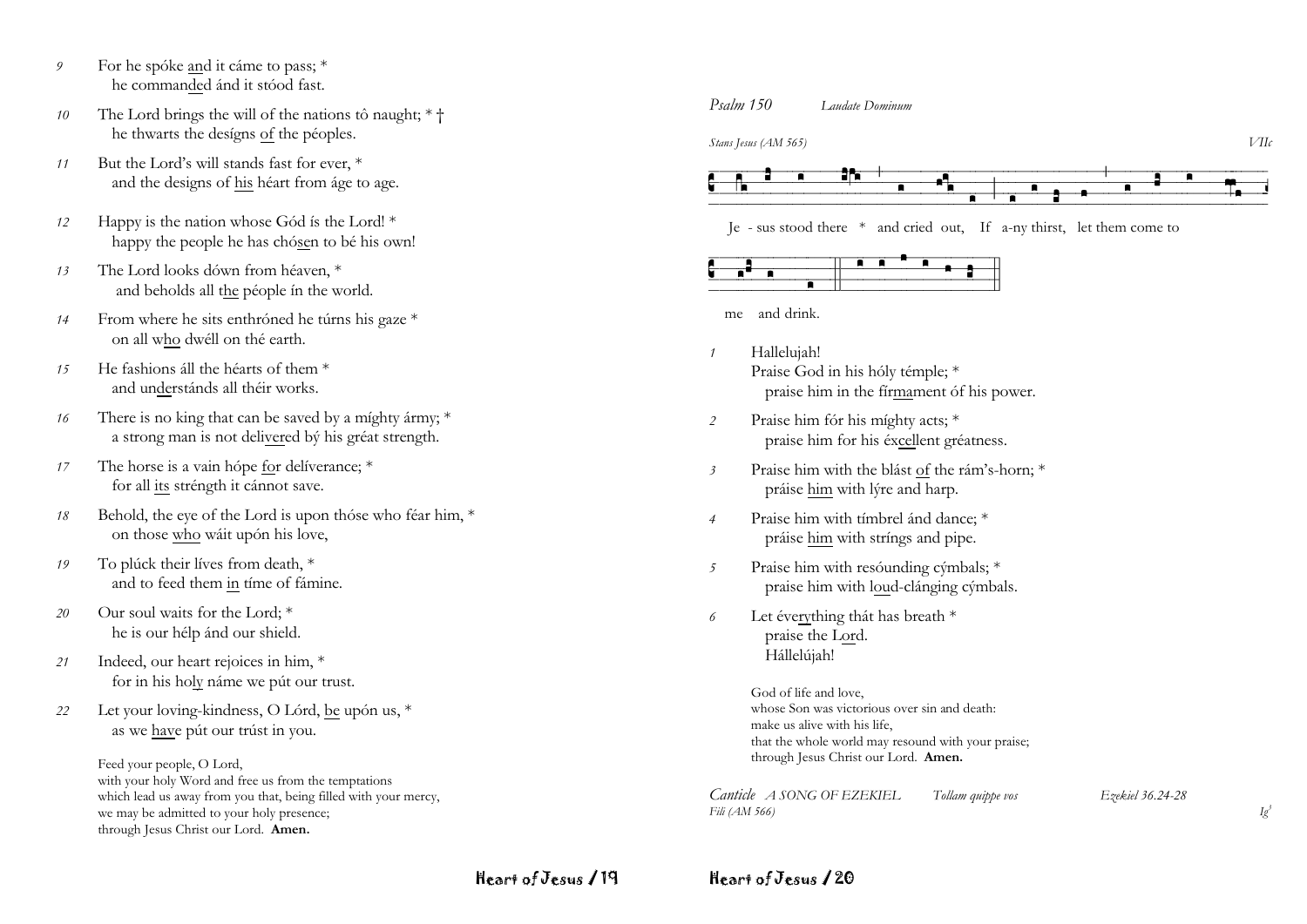9 For he spóke <u>an</u>d it cáme to pass; *
he comman<u>ded</u> ánd it stóod fast.

10 The Lord brings the will of the nations tô naught; * †
he thwarts the desígns <u>of</u> the péoples.

11 But the Lord's will stands fast for ever, *
and the designs of <u>his</u> héart from áge to age.

12 Happy is the nation whose Gód ís the Lord! *
happy the people he has chó<u>se</u>n to bé his own!

13 The Lord looks dówn from héaven, *
and beholds all <u>the</u> péople ín the world.

14 From where he sits enthróned he túrns his gaze *
on all <u>who</u> dwéll on thé earth.

15 He fashions áll the héarts of them *
and un<u>der</u>stánds all théir works.

16 There is no king that can be saved by a míghty ármy; *
a strong man is not deli<u>ver</u>ed bý his gréat strength.

17 The horse is a vain hópe <u>fo</u>r delíverance; *
for all <u>its</u> stréngth it cánnot save.

18 Behold, the eye of the Lord is upon thóse who féar him, *
on those <u>who</u> wáit upón his love,

19 To plúck their líves from death, *
and to feed them <u>in</u> tíme of fámine.

20 Our soul waits for the Lord; *
he is our hélp ánd our shield.

21 Indeed, our heart rejoices in him, *
for in his ho<u>ly</u> náme we pút our trust.

22 Let your loving-kindness, O Lórd, <u>be</u> upón us, *
as we <u>hav</u>e pút our trúst in you.

Feed your people, O Lord,
with your holy Word and free us from the temptations
which lead us away from you that, being filled with your mercy,
we may be admitted to your holy presence;
through Jesus Christ our Lord. **Amen.**

*Psalm 150* *Laudate Dominum*

*Stans Jesus (AM 565)* *VIIc*

Je - sus stood there * and cried out, If a-ny thirst, let them come to me and drink.

1 Hallelujah!
Praise God in his hóly témple; *
praise him in the fír<u>ma</u>ment óf his power.

2 Praise him fór his míghty acts; *
praise him for his éx<u>cel</u>lent gréatness.

3 Praise him with the blást <u>of</u> the rám's-horn; *
práise <u>him</u> with lýre and harp.

4 Praise him with tímbrel ánd dance; *
práise <u>him</u> with stríngs and pipe.

5 Praise him with resóunding cýmbals; *
praise him with l<u>ou</u>d-clánging cýmbals.

6 Let éve<u>ry</u>thing thát has breath *
praise the L<u>or</u>d.
Hállelújah!

God of life and love,
whose Son was victorious over sin and death:
make us alive with his life,
that the whole world may resound with your praise;
through Jesus Christ our Lord. **Amen.**

*Canticle A SONG OF EZEKIEL* *Tollam quippe vos* *Ezekiel 36.24-28*
*Fili (AM 566)* *Ig³*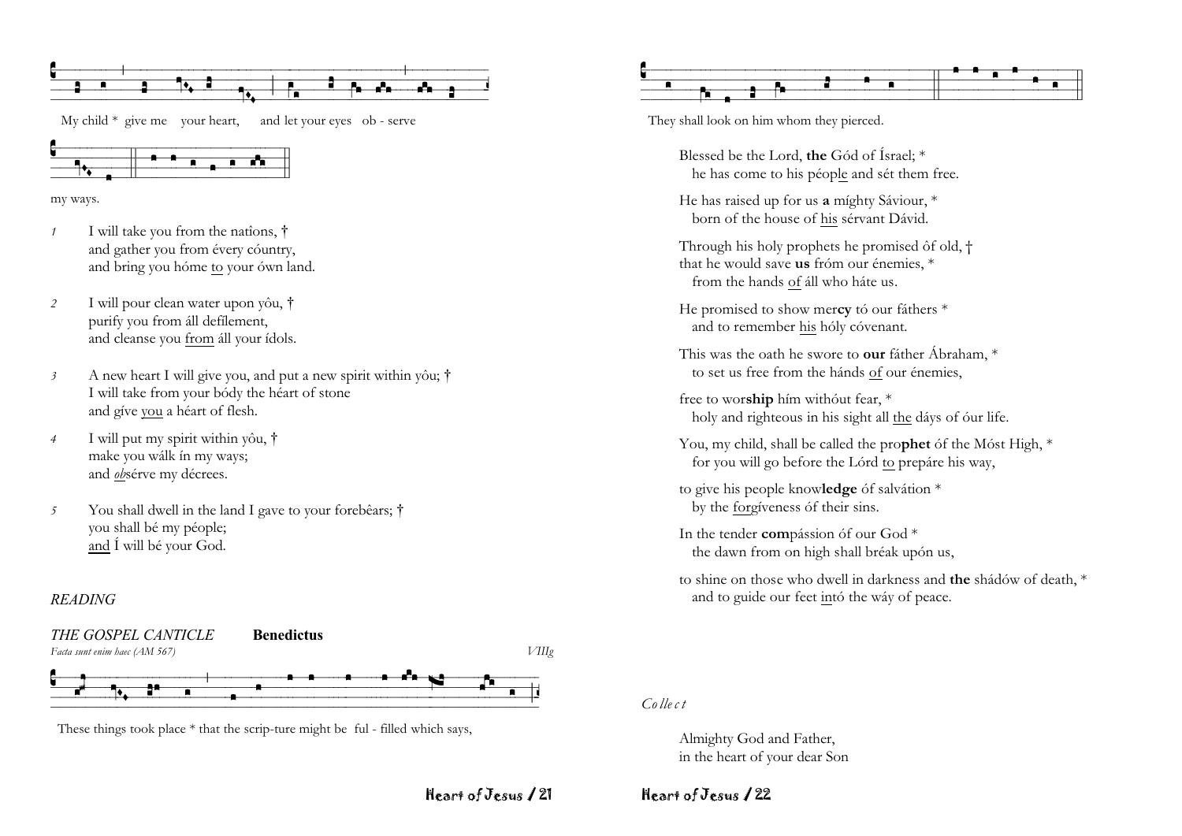My child * give me your heart, and let your eyes ob - serve

my ways.

*1* I will take you from the natîons, †
and gather you from évery cóuntry,
and bring you hóme to your ówn land.

*2* I will pour clean water upon yôu, †
purify you from áll defílement,
and cleanse you from áll your ídols.

*3* A new heart I will give you, and put a new spirit within yôu; †
I will take from your bódy the héart of stone
and gíve you a héart of flesh.

*4* I will put my spirit within yôu, †
make you wálk ín my ways;
and *ob*sérve my décrees.

*5* You shall dwell in the land I gave to your forebêars; †
you shall bé my péople;
and Í will bé your God.

*READING*

*THE GOSPEL CANTICLE* **Benedictus**

*Facta sunt enim haec (AM 567)* *VIIIg*

These things took place * that the scrip-ture might be ful - filled which says,

They shall look on him whom they pierced.

Blessed be the Lord, **the** Gód of Ísrael; *
he has come to his péople and sét them free.

He has raised up for us **a** míghty Sáviour, *
born of the house of his sérvant Dávid.

Through his holy prophets he promised ôf old, †
that he would save **us** fróm our énemies, *
from the hands of áll who háte us.

He promised to show mer**cy** tó our fáthers *
and to remember his hóly cóvenant.

This was the oath he swore to **our** fáther Ábraham, *
to set us free from the hánds of our énemies,

free to wor**ship** hím withóut fear, *
holy and righteous in his sight all the dáys of óur life.

You, my child, shall be called the pro**phet** óf the Móst High, *
for you will go before the Lórd to prepáre his way,

to give his people know**ledge** óf salvátion *
by the forgíveness óf their sins.

In the tender **com**pássion óf our God *
the dawn from on high shall bréak upón us,

to shine on those who dwell in darkness and **the** shádów of death, *
and to guide our feet intó the wáy of peace.

*Collect*

Almighty God and Father,
in the heart of your dear Son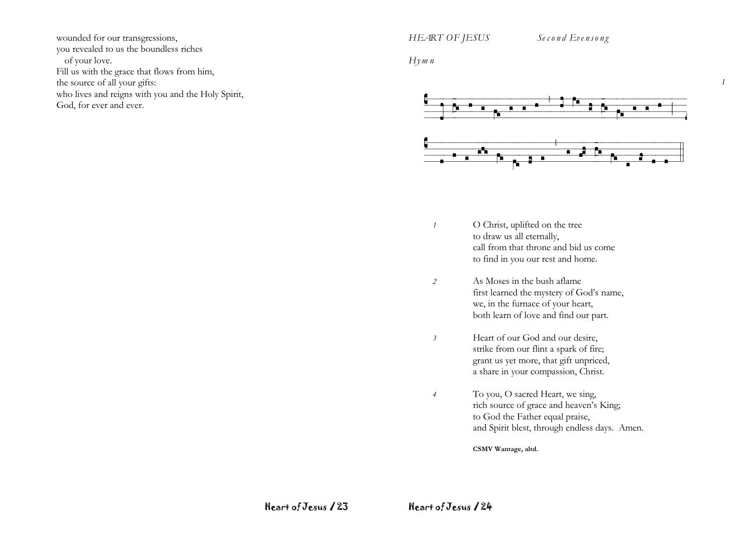wounded for our transgressions,
you revealed to us the boundless riches
of your love.
Fill us with the grace that flows from him,
the source of all your gifts:
who lives and reigns with you and the Holy Spirit,
God, for ever and ever.

*HEART OF JESUS* *Second Evensong*

*Hymn*

*1* O Christ, uplifted on the tree
to draw us all eternally,
call from that throne and bid us come
to find in you our rest and home.

*2* As Moses in the bush aflame
first learned the mystery of God's name,
we, in the furnace of your heart,
both learn of love and find our part.

*3* Heart of our God and our desire,
strike from our flint a spark of fire;
grant us yet more, that gift unpriced,
a share in your compassion, Christ.

*4* To you, O sacred Heart, we sing,
rich source of grace and heaven's King;
to God the Father equal praise,
and Spirit blest, through endless days. Amen.

**CSMV Wantage, altd.**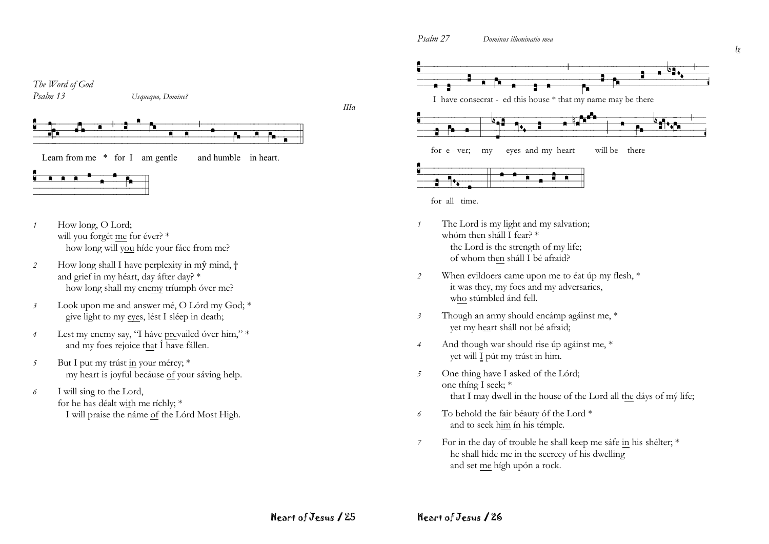*The Word of God*

*Psalm 13* *Usquequo, Domine?*

*IIIa*

Learn from me * for I am gentle and humble in heart.

*1* How long, O Lord;
will you forgét me for éver? *
how long will you híde your fáce from me?

*2* How long shall I have perplexity in mŷ mind, †
and grief in my héart, day áfter day? *
how long shall my enemy tríumph óver me?

*3* Look upon me and answer mé, O Lórd my God; *
give light to my eyes, lést I sléep in death;

*4* Lest my enemy say, "I háve prevailed óver him," *
and my foes rejoice that Í have fállen.

*5* But I put my trúst in your mércy; *
my heart is joyful becáuse of your sáving help.

*6* I will sing to the Lord,
for he has déalt with me ríchly; *
I will praise the náme of the Lórd Most High.

*Psalm 27* *Dominus illuminatio mea*

*Ig*

I have consecrat - ed this house * that my name may be there

for e - ver; my eyes and my heart will be there

for all time.

*1* The Lord is my light and my salvation;
whóm then sháll I fear? *
the Lord is the strength of my life;
of whom then sháll I bé afraid?

*2* When evildoers came upon me to éat úp my flesh, *
it was they, my foes and my adversaries,
who stúmbled ánd fell.

*3* Though an army should encámp agáinst me, *
yet my heart sháll not bé afraid;

*4* And though war should rise úp agáinst me, *
yet will I pút my trúst in him.

*5* One thing have I asked of the Lórd;
one thíng I seek; *
that I may dwell in the house of the Lord all the dáys of mý life;

*6* To behold the fair béauty óf the Lord *
and to seek him ín his témple.

*7* For in the day of trouble he shall keep me sáfe in his shélter; *
he shall hide me in the secrecy of his dwelling
and set me hígh upón a rock.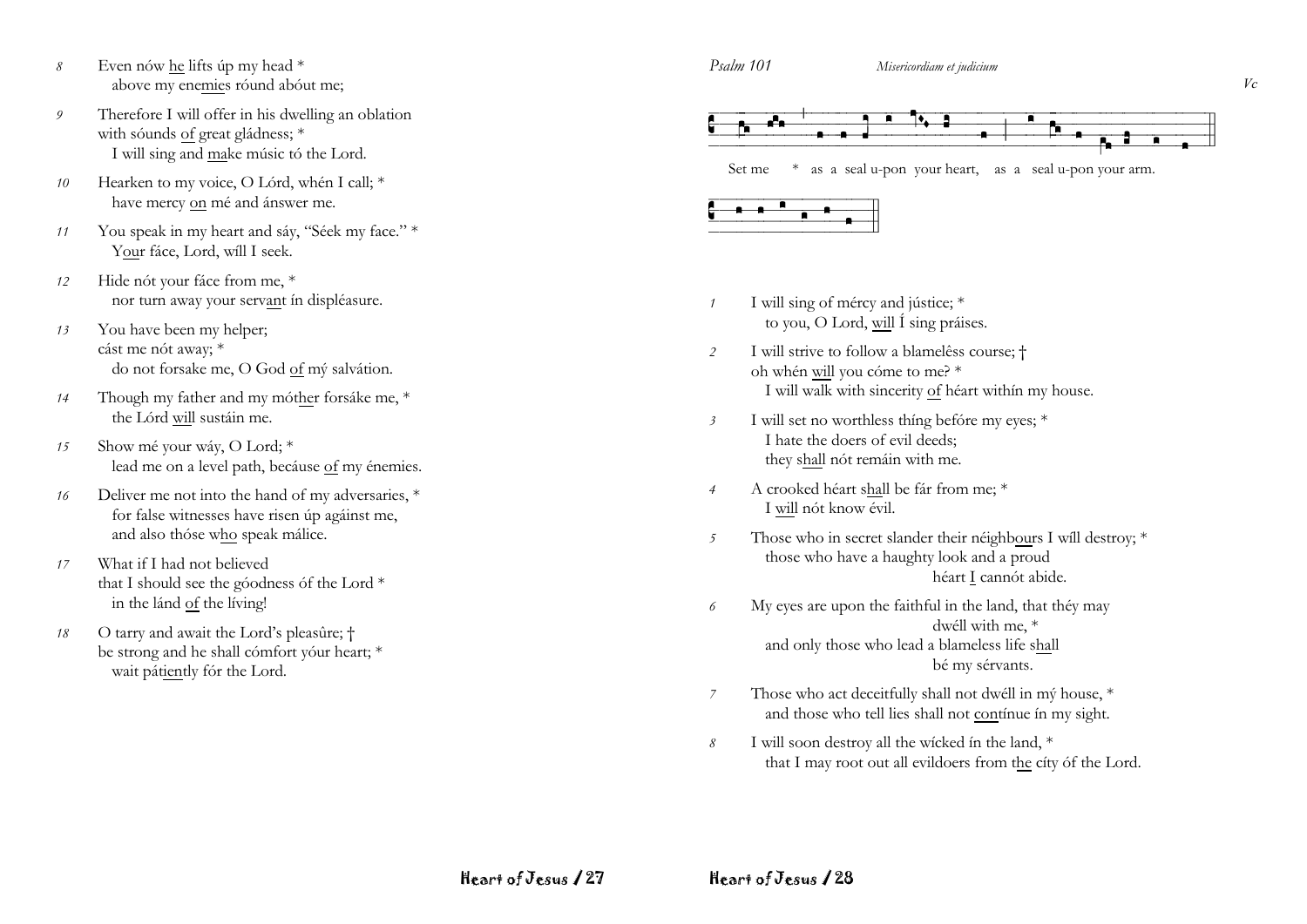8 Even nów he lifts úp my head *
above my enemies róund abóut me;

9 Therefore I will offer in his dwelling an oblation
with sóunds of great gládness; *
I will sing and make músic tó the Lord.

10 Hearken to my voice, O Lórd, whén I call; *
have mercy on mé and ánswer me.

11 You speak in my heart and sáy, "Séek my face." *
Your fáce, Lord, wíll I seek.

12 Hide nót your fáce from me, *
nor turn away your servant ín displéasure.

13 You have been my helper;
cást me nót away; *
do not forsake me, O God of mý salvátion.

14 Though my father and my móther forsáke me, *
the Lórd will sustáin me.

15 Show mé your wáy, O Lord; *
lead me on a level path, becáuse of my énemies.

16 Deliver me not into the hand of my adversaries, *
for false witnesses have risen úp agáinst me,
and also thóse who speak málice.

17 What if I had not believed
that I should see the góodness óf the Lord *
in the lánd of the líving!

18 O tarry and await the Lord's pleasûre; †
be strong and he shall cómfort yóur heart; *
wait pátiently fór the Lord.

*Psalm 101* *Misericordiam et judicium* *Vc*

Set me * as a seal u-pon your heart, as a seal u-pon your arm.

1 I will sing of mércy and jústice; *
to you, O Lord, will Í sing práises.

2 I will strive to follow a blamelêss course; †
oh whén will you cóme to me? *
I will walk with sincerity of héart withín my house.

3 I will set no worthless thíng befóre my eyes; *
I hate the doers of evil deeds;
they shall nót remáin with me.

4 A crooked héart shall be fár from me; *
I will nót know évil.

5 Those who in secret slander their néighbours I wíll destroy; *
those who have a haughty look and a proud
héart I cannót abide.

6 My eyes are upon the faithful in the land, that théy may
dwéll with me, *
and only those who lead a blameless life shall
bé my sérvants.

7 Those who act deceitfully shall not dwéll in mý house, *
and those who tell lies shall not contínue ín my sight.

8 I will soon destroy all the wícked ín the land, *
that I may root out all evildoers from the cíty óf the Lord.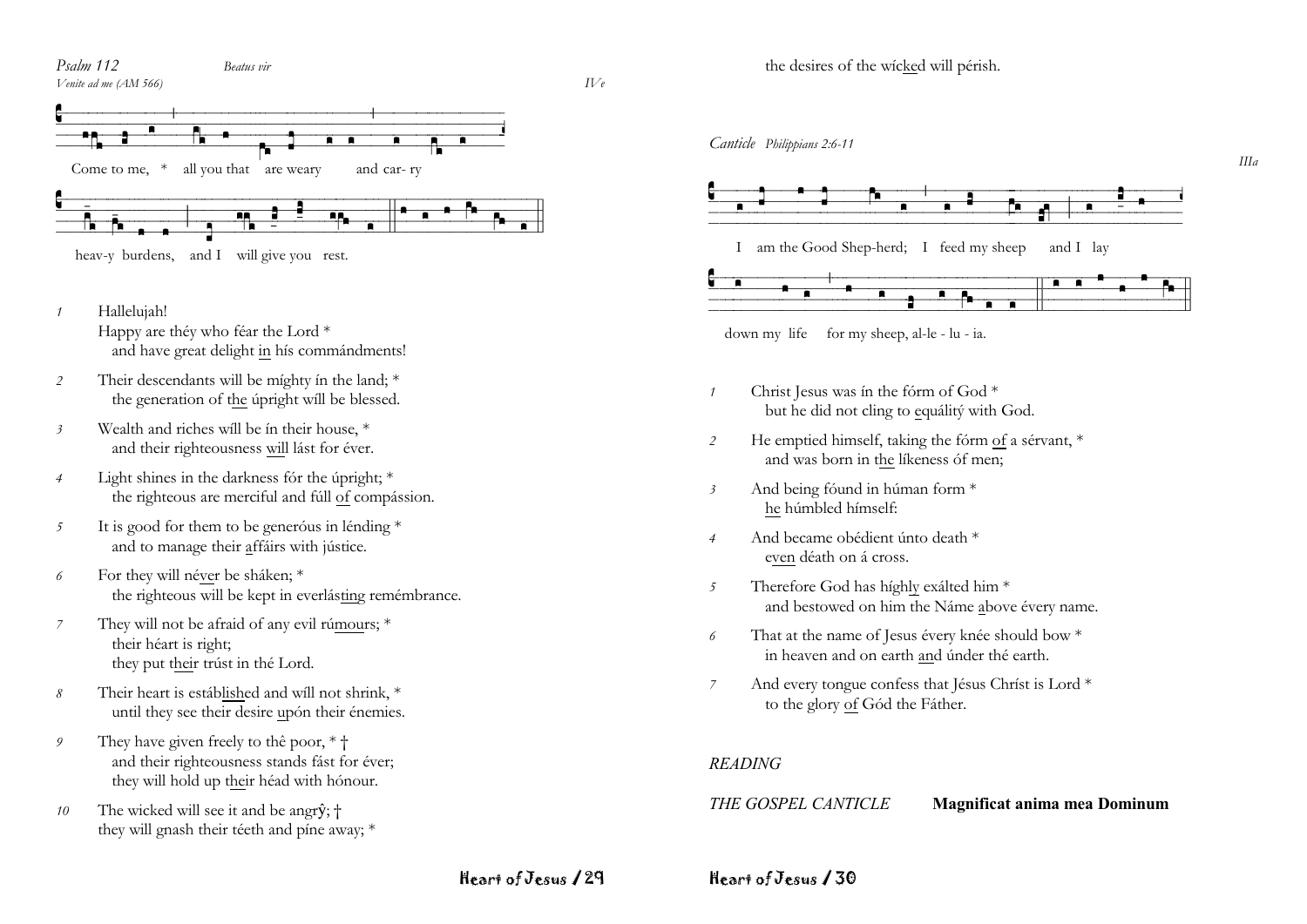*Psalm 112* *Beatus vir*

*Venite ad me (AM 566)* *IV e*

Come to me, * all you that are weary and car- ry heav-y burdens, and I will give you rest.

1 Hallelujah!
Happy are théy who féar the Lord *
and have great delight in hís commándments!

2 Their descendants will be míghty ín the land; *
the generation of the úpright wíll be blessed.

3 Wealth and riches wíll be ín their house, *
and their righteousness will lást for éver.

4 Light shines in the darkness fór the úpright; *
the righteous are merciful and fúll of compássion.

5 It is good for them to be generóus in lénding *
and to manage their affáirs with jústice.

6 For they will néver be sháken; *
the righteous will be kept in everlásting remémbrance.

7 They will not be afraid of any evil rúmours; *
their héart is right;
they put their trúst in thé Lord.

8 Their heart is estáblished and wíll not shrink, *
until they see their desire upón their énemies.

9 They have given freely to thê poor, * †
and their righteousness stands fást for éver;
they will hold up their héad with hónour.

10 The wicked will see it and be angrŷ; †
they will gnash their téeth and píne away; *
the desires of the wícked will pérish.

*Canticle* *Philippians 2:6-11* *IIIa*

I am the Good Shep-herd; I feed my sheep and I lay down my life for my sheep, al-le - lu - ia.

1 Christ Jesus was ín the fórm of God *
but he did not cling to equálitý with God.

2 He emptied himself, taking the fórm of a sérvant, *
and was born in the líkeness óf men;

3 And being fóund in húman form *
he húmbled hímself:

4 And became obédient únto death *
even déath on á cross.

5 Therefore God has híghly exálted him *
and bestowed on him the Náme above évery name.

6 That at the name of Jesus évery knée should bow *
in heaven and on earth and únder thé earth.

7 And every tongue confess that Jésus Chríst is Lord *
to the glory of Gód the Fáther.

*READING*

*THE GOSPEL CANTICLE* **Magnificat anima mea Dominum**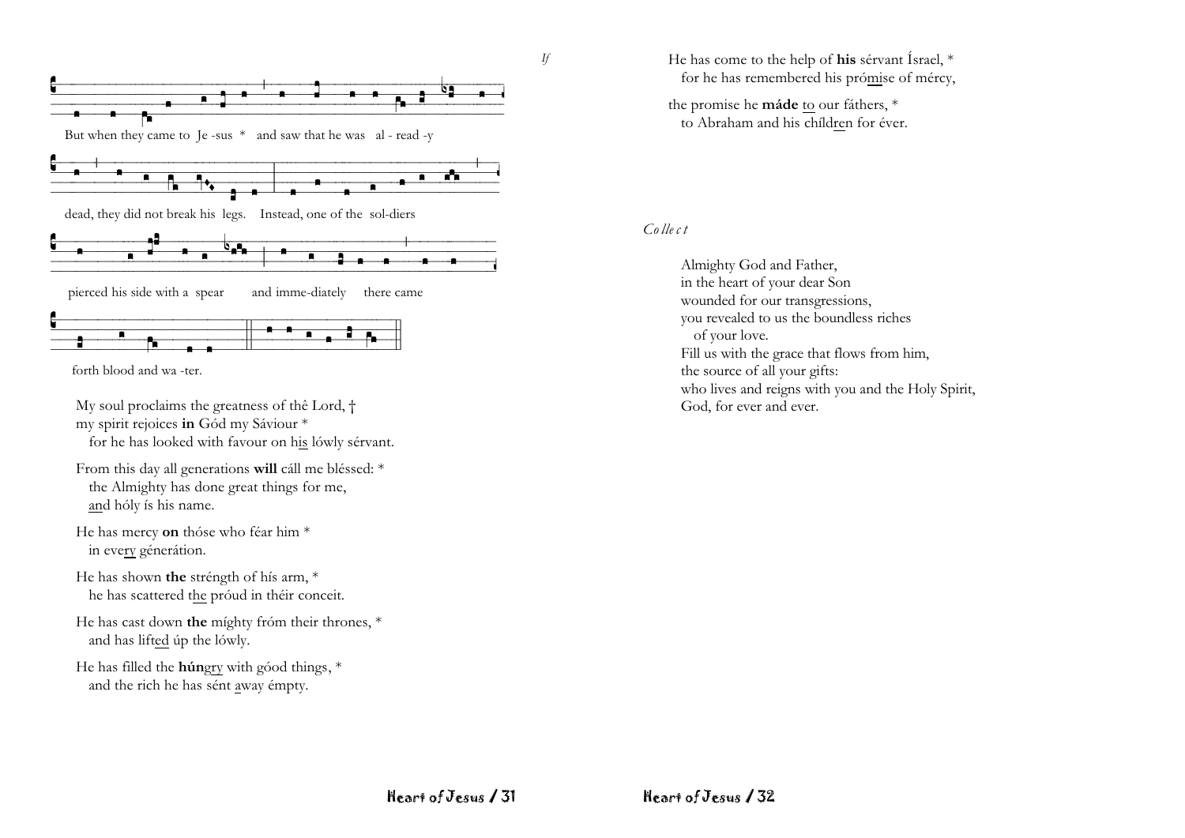But when they came to Je -sus * and saw that he was al - read -y

dead, they did not break his legs. Instead, one of the sol-diers

pierced his side with a spear and imme-diately there came

forth blood and wa -ter.

My soul proclaims the greatness of thê Lord, †
my spirit rejoices **in** Gód my Sáviour *
for he has looked with favour on his lówly sérvant.

From this day all generations **will** cáll me bléssed: *
the Almighty has done great things for me,
and hóly ís his name.

He has mercy **on** thóse who féar him *
in every génerátion.

He has shown **the** stréngth of hís arm, *
he has scattered the próud in théir conceit.

He has cast down **the** míghty fróm their thrones, *
and has lifted úp the lówly.

He has filled the **hún**gry with góod things, *
and the rich he has sént away émpty.

*If*

He has come to the help of **his** sérvant Ísrael, *
for he has remembered his prómise of mércy,

the promise he **máde** to our fáthers, *
to Abraham and his chíldren for éver.

*Collect*

Almighty God and Father,
in the heart of your dear Son
wounded for our transgressions,
you revealed to us the boundless riches
of your love.
Fill us with the grace that flows from him,
the source of all your gifts:
who lives and reigns with you and the Holy Spirit,
God, for ever and ever.